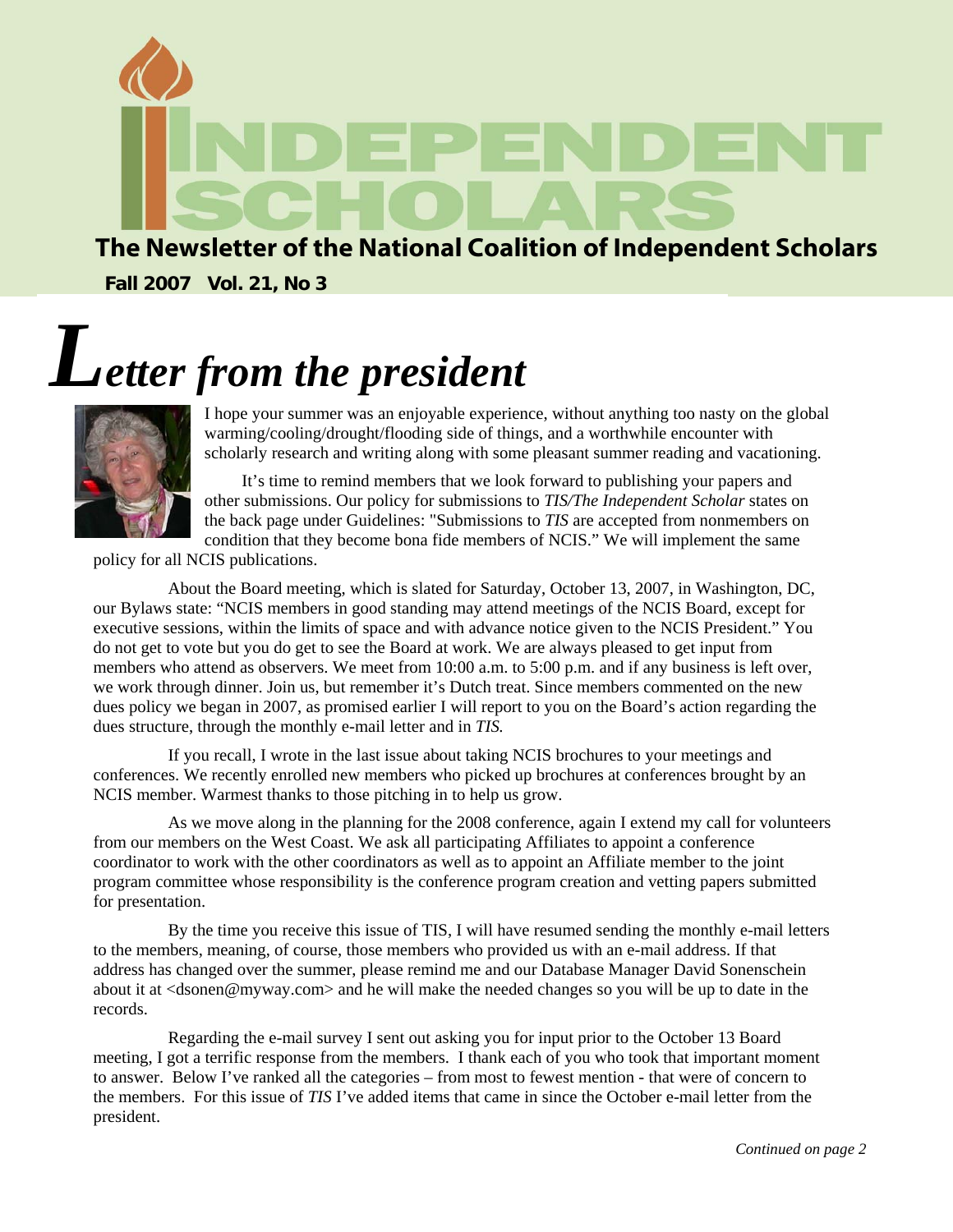# INDEPENDENT SCHOLARS

**The Newsletter of the National Coalition of Independent Scholars**

**Fall 2007 Vol. 21, No 3**

# *Letter from the president*

I hope your summer was an enjoyable experience, without anything too nasty on the global warming/cooling/drought/flooding side of things, and a worthwhile encounter with scholarly research and writing along with some pleasant summer reading and vacationing.

It's time to remind members that we look forward to publishing your papers and other submissions. Our policy for submissions to *TIS/The Independent Scholar* states on the back page under Guidelines: "Submissions to *TIS* are accepted from nonmembers on condition that they become bona fide members of NCIS." We will implement the same policy for all NCIS publications.

About the Board meeting, which is slated for Saturday, October 13, 2007, in Washington, DC, our Bylaws state: "NCIS members in good standing may attend meetings of the NCIS Board, except for executive sessions, within the limits of space and with advance notice given to the NCIS President." You do not get to vote but you do get to see the Board at work. We are always pleased to get input from members who attend as observers. We meet from 10:00 a.m. to 5:00 p.m. and if any business is left over, we work through dinner. Join us, but remember it's Dutch treat. Since members commented on the new dues policy we began in 2007, as promised earlier I will report to you on the Board's action regarding the dues structure, through the monthly e-mail letter and in *TIS.*

If you recall, I wrote in the last issue about taking NCIS brochures to your meetings and conferences. We recently enrolled new members who picked up brochures at conferences brought by an NCIS member. Warmest thanks to those pitching in to help us grow.

As we move along in the planning for the 2008 conference, again I extend my call for volunteers from our members on the West Coast. We ask all participating Affiliates to appoint a conference coordinator to work with the other coordinators as well as to appoint an Affiliate member to the joint program committee whose responsibility is the conference program creation and vetting papers submitted for presentation.

By the time you receive this issue of TIS, I will have resumed sending the monthly e-mail letters to the members, meaning, of course, those members who provided us with an e-mail address. If that address has changed over the summer, please remind me and our Database Manager David Sonenschein about it at <dsonen@myway.com> and he will make the needed changes so you will be up to date in the records.

Regarding the e-mail survey I sent out asking you for input prior to the October 13 Board meeting, I got a terrific response from the members. I thank each of you who took that important moment to answer. Below I've ranked all the categories – from most to fewest mention - that were of concern to the members. For this issue of *TIS* I've added items that came in since the October e-mail letter from the president.

*Continued on page 2*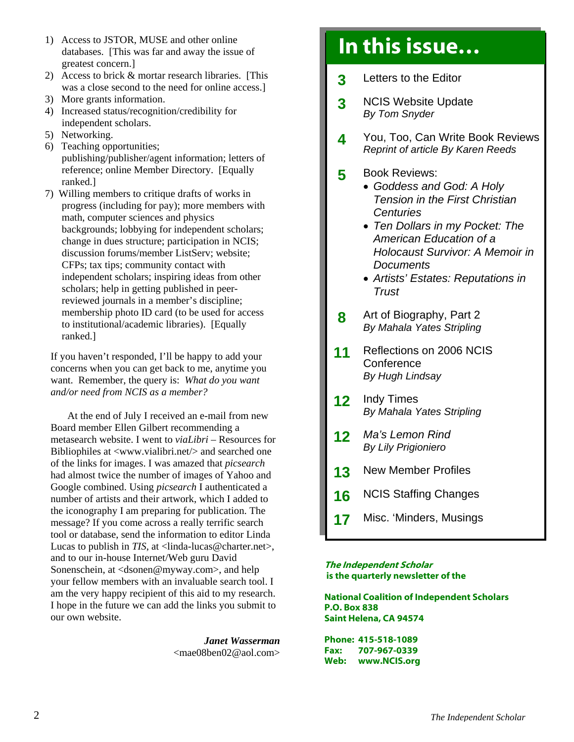1) Access to JSTOR, MUSE and other online databases. [This was far and away the issue of greatest concern.]
2) Access to brick & mortar research libraries. [This was a close second to the need for online access.]
3) More grants information.
4) Increased status/recognition/credibility for independent scholars.
5) Networking.
6) Teaching opportunities; publishing/publisher/agent information; letters of reference; online Member Directory. [Equally ranked.]
7) Willing members to critique drafts of works in progress (including for pay); more members with math, computer sciences and physics backgrounds; lobbying for independent scholars; change in dues structure; participation in NCIS; discussion forums/member ListServ; website; CFPs; tax tips; community contact with independent scholars; inspiring ideas from other scholars; help in getting published in peer-reviewed journals in a member's discipline; membership photo ID card (to be used for access to institutional/academic libraries). [Equally ranked.]

If you haven't responded, I'll be happy to add your concerns when you can get back to me, anytime you want. Remember, the query is: *What do you want and/or need from NCIS as a member?*

At the end of July I received an e-mail from new Board member Ellen Gilbert recommending a metasearch website. I went to *viaLibri* – Resources for Bibliophiles at <www.vialibri.net/> and searched one of the links for images. I was amazed that *picsearch* had almost twice the number of images of Yahoo and Google combined. Using *picsearch* I authenticated a number of artists and their artwork, which I added to the iconography I am preparing for publication. The message? If you come across a really terrific search tool or database, send the information to editor Linda Lucas to publish in *TIS*, at <linda-lucas@charter.net>, and to our in-house Internet/Web guru David Sonenschein, at <dsonen@myway.com>, and help your fellow members with an invaluable search tool. I am the very happy recipient of this aid to my research. I hope in the future we can add the links you submit to our own website.

***Janet Wasserman***
<mae08ben02@aol.com>

# In this issue…

**3** Letters to the Editor

**3** NCIS Website Update
*By Tom Snyder*

**4** You, Too, Can Write Book Reviews
*Reprint of article By Karen Reeds*

**5** Book Reviews:
- *Goddess and God: A Holy Tension in the First Christian Centuries*
- *Ten Dollars in my Pocket: The American Education of a Holocaust Survivor: A Memoir in Documents*
- *Artists' Estates: Reputations in Trust*

**8** Art of Biography, Part 2
*By Mahala Yates Stripling*

**11** Reflections on 2006 NCIS Conference
*By Hugh Lindsay*

**12** Indy Times
*By Mahala Yates Stripling*

**12** *Ma's Lemon Rind*
*By Lily Prigioniero*

**13** New Member Profiles

**16** NCIS Staffing Changes

**17** Misc. 'Minders, Musings

***The Independent Scholar***
**is the quarterly newsletter of the**

**National Coalition of Independent Scholars**
**P.O. Box 838**
**Saint Helena, CA 94574**

**Phone: 415-518-1089**
**Fax: 707-967-0339**
**Web: www.NCIS.org**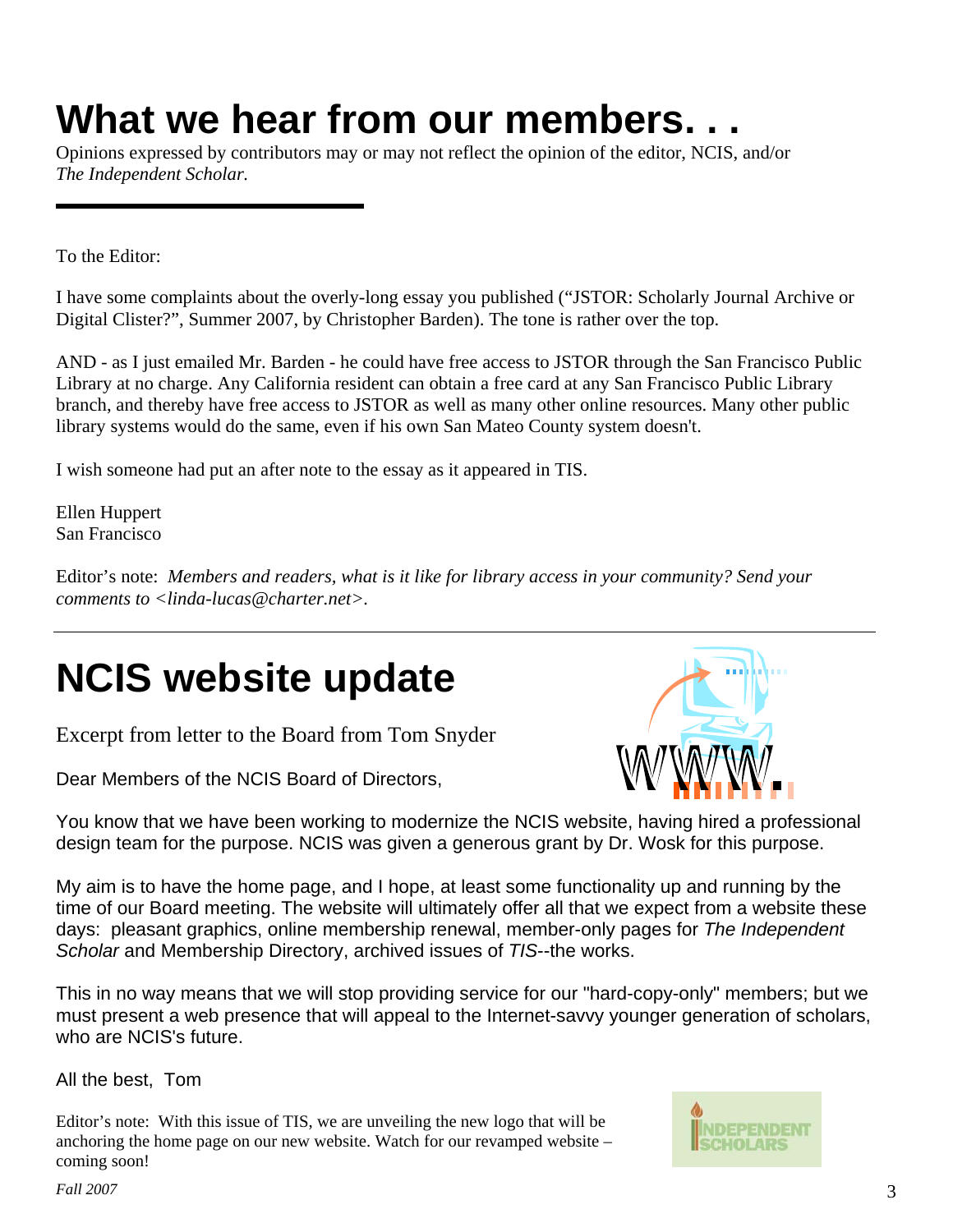# What we hear from our members. . .

Opinions expressed by contributors may or may not reflect the opinion of the editor, NCIS, and/or *The Independent Scholar.*

To the Editor:

I have some complaints about the overly-long essay you published ("JSTOR: Scholarly Journal Archive or Digital Clister?", Summer 2007, by Christopher Barden). The tone is rather over the top.

AND - as I just emailed Mr. Barden - he could have free access to JSTOR through the San Francisco Public Library at no charge. Any California resident can obtain a free card at any San Francisco Public Library branch, and thereby have free access to JSTOR as well as many other online resources. Many other public library systems would do the same, even if his own San Mateo County system doesn't.

I wish someone had put an after note to the essay as it appeared in TIS.

Ellen Huppert
San Francisco

Editor's note: *Members and readers, what is it like for library access in your community? Send your comments to <linda-lucas@charter.net>.*

# NCIS website update

Excerpt from letter to the Board from Tom Snyder

Dear Members of the NCIS Board of Directors,

You know that we have been working to modernize the NCIS website, having hired a professional design team for the purpose. NCIS was given a generous grant by Dr. Wosk for this purpose.

My aim is to have the home page, and I hope, at least some functionality up and running by the time of our Board meeting. The website will ultimately offer all that we expect from a website these days: pleasant graphics, online membership renewal, member-only pages for *The Independent Scholar* and Membership Directory, archived issues of *TIS*--the works.

This in no way means that we will stop providing service for our "hard-copy-only" members; but we must present a web presence that will appeal to the Internet-savvy younger generation of scholars, who are NCIS's future.

All the best, Tom

Editor's note: With this issue of TIS, we are unveiling the new logo that will be anchoring the home page on our new website. Watch for our revamped website – coming soon!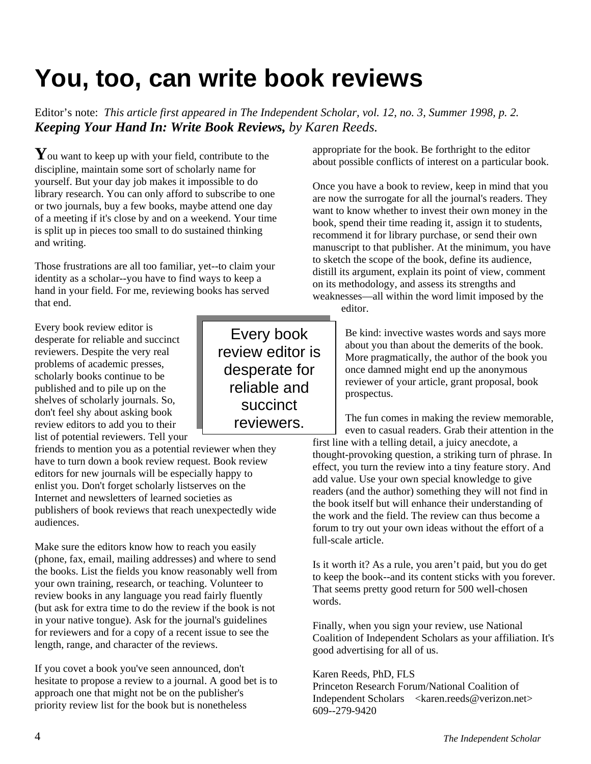# You, too, can write book reviews

Editor's note: *This article first appeared in The Independent Scholar, vol. 12, no. 3, Summer 1998, p. 2.* ***Keeping Your Hand In: Write Book Reviews,*** *by Karen Reeds.*

You want to keep up with your field, contribute to the discipline, maintain some sort of scholarly name for yourself. But your day job makes it impossible to do library research. You can only afford to subscribe to one or two journals, buy a few books, maybe attend one day of a meeting if it's close by and on a weekend. Your time is split up in pieces too small to do sustained thinking and writing.

Those frustrations are all too familiar, yet--to claim your identity as a scholar--you have to find ways to keep a hand in your field. For me, reviewing books has served that end.

Every book review editor is desperate for reliable and succinct reviewers. Despite the very real problems of academic presses, scholarly books continue to be published and to pile up on the shelves of scholarly journals. So, don't feel shy about asking book review editors to add you to their list of potential reviewers. Tell your friends to mention you as a potential reviewer when they have to turn down a book review request. Book review editors for new journals will be especially happy to enlist you. Don't forget scholarly listserves on the Internet and newsletters of learned societies as publishers of book reviews that reach unexpectedly wide audiences.

> Every book review editor is desperate for reliable and succinct reviewers.

Make sure the editors know how to reach you easily (phone, fax, email, mailing addresses) and where to send the books. List the fields you know reasonably well from your own training, research, or teaching. Volunteer to review books in any language you read fairly fluently (but ask for extra time to do the review if the book is not in your native tongue). Ask for the journal's guidelines for reviewers and for a copy of a recent issue to see the length, range, and character of the reviews.

If you covet a book you've seen announced, don't hesitate to propose a review to a journal. A good bet is to approach one that might not be on the publisher's priority review list for the book but is nonetheless appropriate for the book. Be forthright to the editor about possible conflicts of interest on a particular book.

Once you have a book to review, keep in mind that you are now the surrogate for all the journal's readers. They want to know whether to invest their own money in the book, spend their time reading it, assign it to students, recommend it for library purchase, or send their own manuscript to that publisher. At the minimum, you have to sketch the scope of the book, define its audience, distill its argument, explain its point of view, comment on its methodology, and assess its strengths and weaknesses—all within the word limit imposed by the editor.

Be kind: invective wastes words and says more about you than about the demerits of the book. More pragmatically, the author of the book you once damned might end up the anonymous reviewer of your article, grant proposal, book prospectus.

The fun comes in making the review memorable, even to casual readers. Grab their attention in the first line with a telling detail, a juicy anecdote, a thought-provoking question, a striking turn of phrase. In effect, you turn the review into a tiny feature story. And add value. Use your own special knowledge to give readers (and the author) something they will not find in the book itself but will enhance their understanding of the work and the field. The review can thus become a forum to try out your own ideas without the effort of a full-scale article.

Is it worth it? As a rule, you aren't paid, but you do get to keep the book--and its content sticks with you forever. That seems pretty good return for 500 well-chosen words.

Finally, when you sign your review, use National Coalition of Independent Scholars as your affiliation. It's good advertising for all of us.

Karen Reeds, PhD, FLS
Princeton Research Forum/National Coalition of Independent Scholars <karen.reeds@verizon.net>
609--279-9420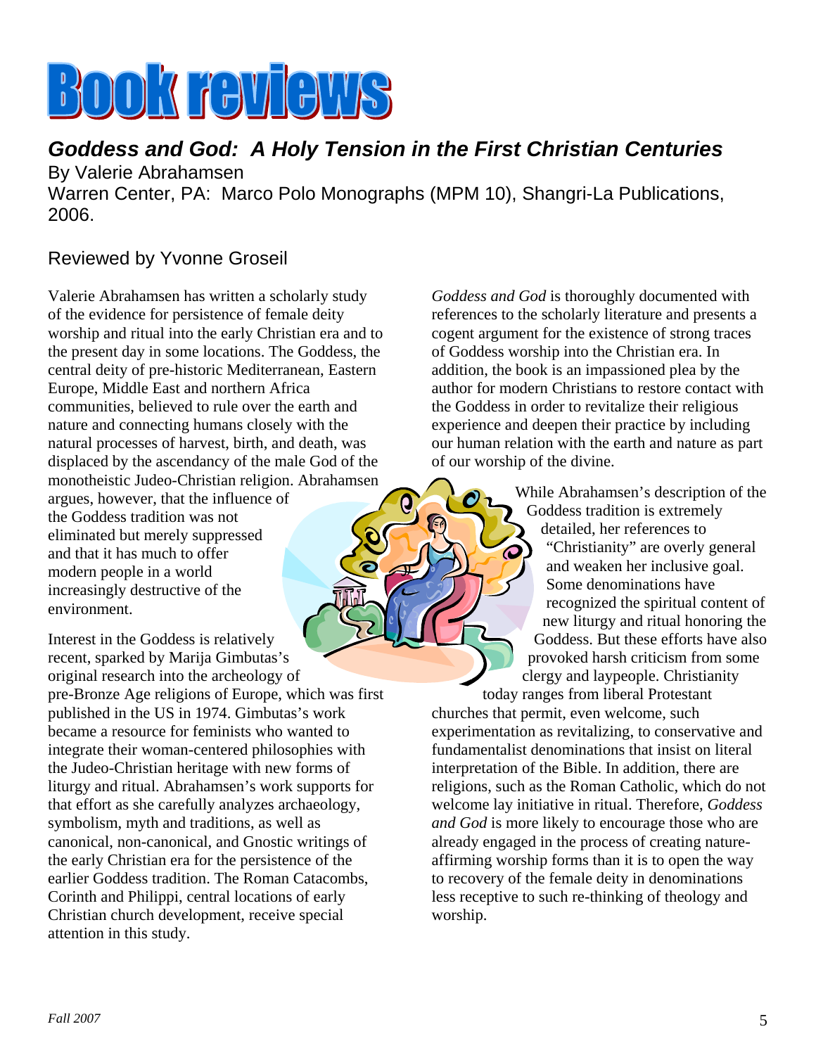# Book reviews

## *Goddess and God: A Holy Tension in the First Christian Centuries*

By Valerie Abrahamsen
Warren Center, PA: Marco Polo Monographs (MPM 10), Shangri-La Publications, 2006.

Reviewed by Yvonne Groseil

Valerie Abrahamsen has written a scholarly study of the evidence for persistence of female deity worship and ritual into the early Christian era and to the present day in some locations. The Goddess, the central deity of pre-historic Mediterranean, Eastern Europe, Middle East and northern Africa communities, believed to rule over the earth and nature and connecting humans closely with the natural processes of harvest, birth, and death, was displaced by the ascendancy of the male God of the monotheistic Judeo-Christian religion. Abrahamsen argues, however, that the influence of the Goddess tradition was not eliminated but merely suppressed and that it has much to offer modern people in a world increasingly destructive of the environment.

Interest in the Goddess is relatively recent, sparked by Marija Gimbutas's original research into the archeology of pre-Bronze Age religions of Europe, which was first published in the US in 1974. Gimbutas's work became a resource for feminists who wanted to integrate their woman-centered philosophies with the Judeo-Christian heritage with new forms of liturgy and ritual. Abrahamsen's work supports for that effort as she carefully analyzes archaeology, symbolism, myth and traditions, as well as canonical, non-canonical, and Gnostic writings of the early Christian era for the persistence of the earlier Goddess tradition. The Roman Catacombs, Corinth and Philippi, central locations of early Christian church development, receive special attention in this study.

*Goddess and God* is thoroughly documented with references to the scholarly literature and presents a cogent argument for the existence of strong traces of Goddess worship into the Christian era. In addition, the book is an impassioned plea by the author for modern Christians to restore contact with the Goddess in order to revitalize their religious experience and deepen their practice by including our human relation with the earth and nature as part of our worship of the divine.

While Abrahamsen's description of the Goddess tradition is extremely detailed, her references to "Christianity" are overly general and weaken her inclusive goal. Some denominations have recognized the spiritual content of new liturgy and ritual honoring the Goddess. But these efforts have also provoked harsh criticism from some clergy and laypeople. Christianity today ranges from liberal Protestant churches that permit, even welcome, such experimentation as revitalizing, to conservative and fundamentalist denominations that insist on literal interpretation of the Bible. In addition, there are religions, such as the Roman Catholic, which do not welcome lay initiative in ritual. Therefore, *Goddess and God* is more likely to encourage those who are already engaged in the process of creating nature-affirming worship forms than it is to open the way to recovery of the female deity in denominations less receptive to such re-thinking of theology and worship.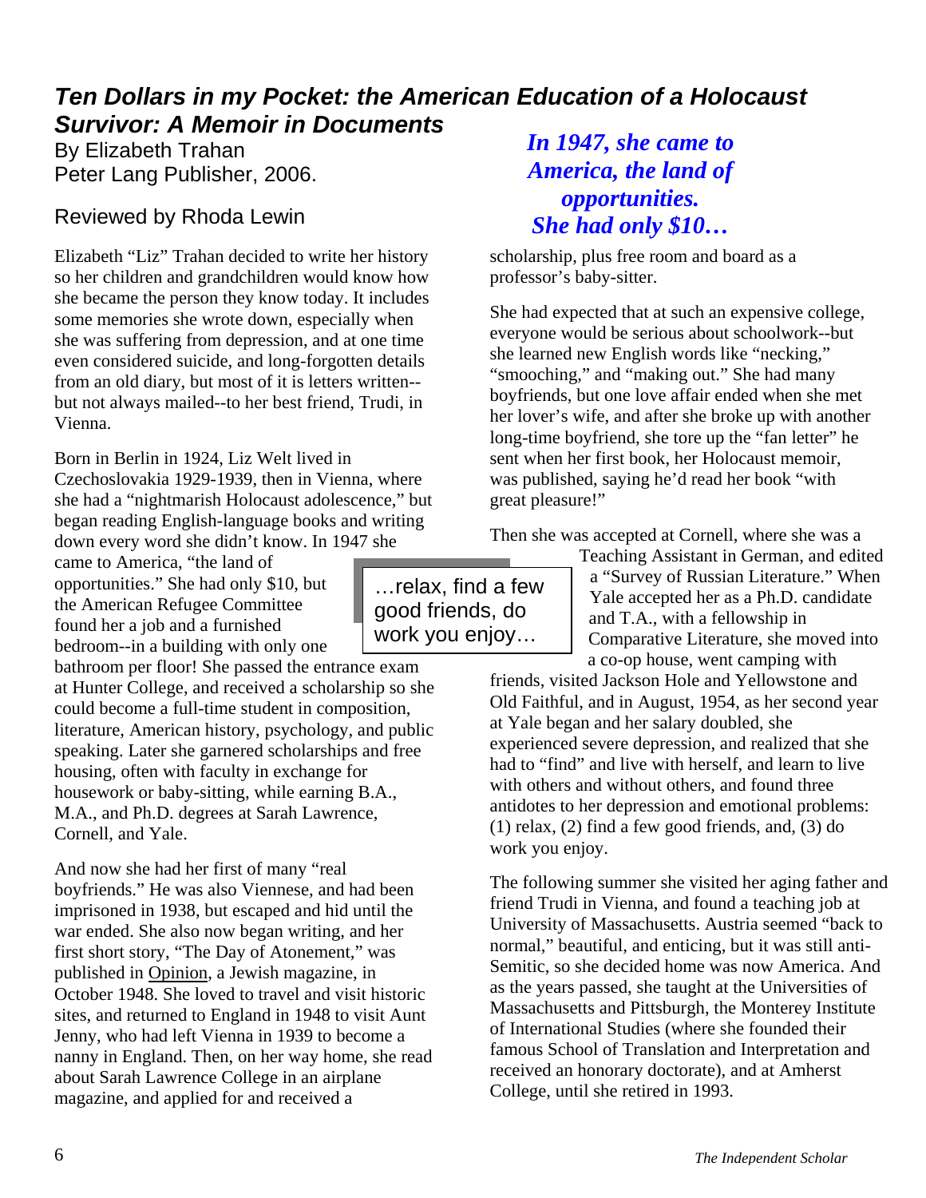# *Ten Dollars in my Pocket: the American Education of a Holocaust Survivor: A Memoir in Documents*

By Elizabeth Trahan
Peter Lang Publisher, 2006.

Reviewed by Rhoda Lewin

Elizabeth "Liz" Trahan decided to write her history so her children and grandchildren would know how she became the person they know today. It includes some memories she wrote down, especially when she was suffering from depression, and at one time even considered suicide, and long-forgotten details from an old diary, but most of it is letters written--but not always mailed--to her best friend, Trudi, in Vienna.

Born in Berlin in 1924, Liz Welt lived in Czechoslovakia 1929-1939, then in Vienna, where she had a "nightmarish Holocaust adolescence," but began reading English-language books and writing down every word she didn't know. In 1947 she came to America, "the land of opportunities." She had only $10, but the American Refugee Committee found her a job and a furnished bedroom--in a building with only one bathroom per floor! She passed the entrance exam at Hunter College, and received a scholarship so she could become a full-time student in composition, literature, American history, psychology, and public speaking. Later she garnered scholarships and free housing, often with faculty in exchange for housework or baby-sitting, while earning B.A., M.A., and Ph.D. degrees at Sarah Lawrence, Cornell, and Yale.

And now she had her first of many "real boyfriends." He was also Viennese, and had been imprisoned in 1938, but escaped and hid until the war ended. She also now began writing, and her first short story, "The Day of Atonement," was published in Opinion, a Jewish magazine, in October 1948. She loved to travel and visit historic sites, and returned to England in 1948 to visit Aunt Jenny, who had left Vienna in 1939 to become a nanny in England. Then, on her way home, she read about Sarah Lawrence College in an airplane magazine, and applied for and received a scholarship, plus free room and board as a professor's baby-sitter.

> ***In 1947, she came to America, the land of opportunities. She had only $10…***

She had expected that at such an expensive college, everyone would be serious about schoolwork--but she learned new English words like "necking," "smooching," and "making out." She had many boyfriends, but one love affair ended when she met her lover's wife, and after she broke up with another long-time boyfriend, she tore up the "fan letter" he sent when her first book, her Holocaust memoir, was published, saying he'd read her book "with great pleasure!"

Then she was accepted at Cornell, where she was a Teaching Assistant in German, and edited a "Survey of Russian Literature." When Yale accepted her as a Ph.D. candidate and T.A., with a fellowship in Comparative Literature, she moved into a co-op house, went camping with friends, visited Jackson Hole and Yellowstone and Old Faithful, and in August, 1954, as her second year at Yale began and her salary doubled, she experienced severe depression, and realized that she had to "find" and live with herself, and learn to live with others and without others, and found three antidotes to her depression and emotional problems: (1) relax, (2) find a few good friends, and, (3) do work you enjoy.

> …relax, find a few good friends, do work you enjoy…

The following summer she visited her aging father and friend Trudi in Vienna, and found a teaching job at University of Massachusetts. Austria seemed "back to normal," beautiful, and enticing, but it was still anti-Semitic, so she decided home was now America. And as the years passed, she taught at the Universities of Massachusetts and Pittsburgh, the Monterey Institute of International Studies (where she founded their famous School of Translation and Interpretation and received an honorary doctorate), and at Amherst College, until she retired in 1993.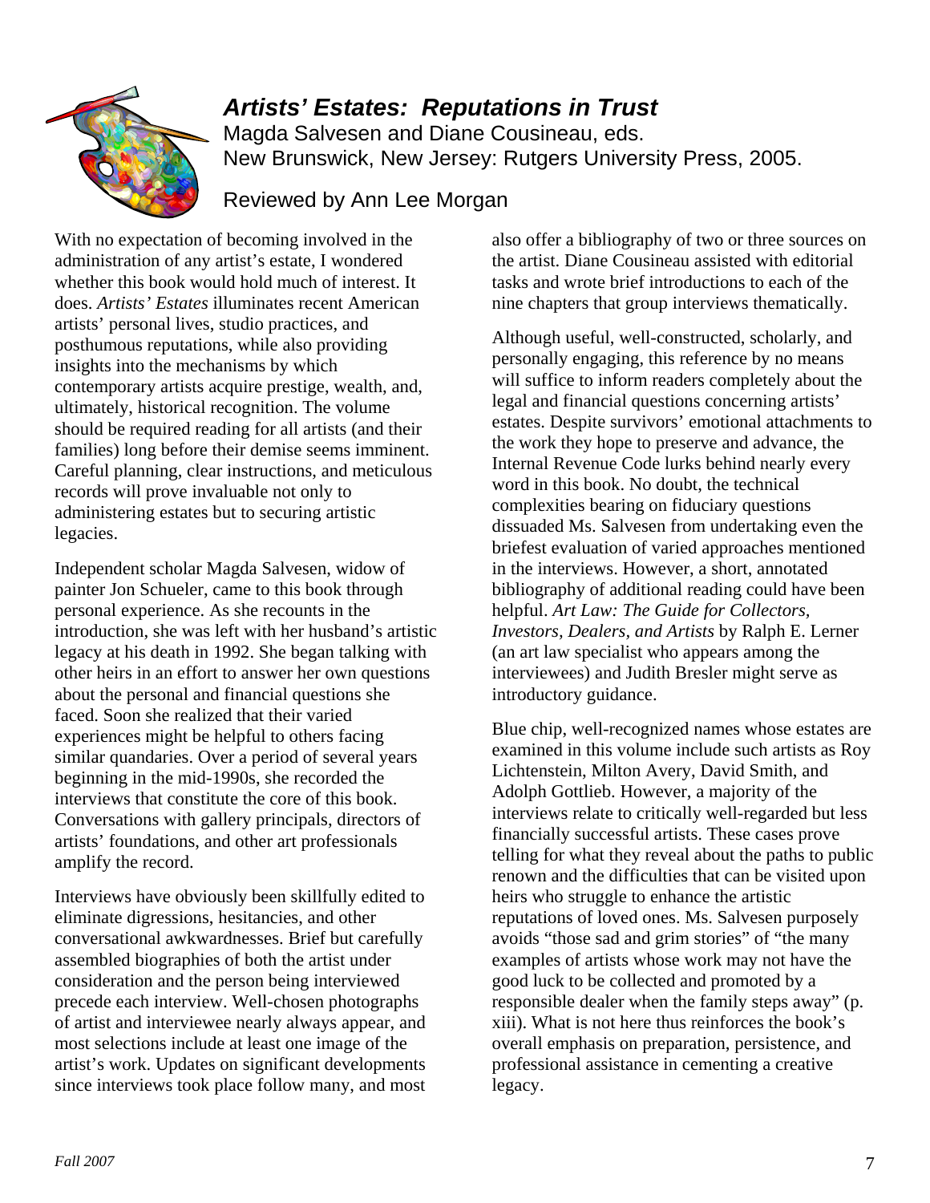## *Artists' Estates: Reputations in Trust*

Magda Salvesen and Diane Cousineau, eds.
New Brunswick, New Jersey: Rutgers University Press, 2005.

Reviewed by Ann Lee Morgan

With no expectation of becoming involved in the administration of any artist's estate, I wondered whether this book would hold much of interest. It does. *Artists' Estates* illuminates recent American artists' personal lives, studio practices, and posthumous reputations, while also providing insights into the mechanisms by which contemporary artists acquire prestige, wealth, and, ultimately, historical recognition. The volume should be required reading for all artists (and their families) long before their demise seems imminent. Careful planning, clear instructions, and meticulous records will prove invaluable not only to administering estates but to securing artistic legacies.

Independent scholar Magda Salvesen, widow of painter Jon Schueler, came to this book through personal experience. As she recounts in the introduction, she was left with her husband's artistic legacy at his death in 1992. She began talking with other heirs in an effort to answer her own questions about the personal and financial questions she faced. Soon she realized that their varied experiences might be helpful to others facing similar quandaries. Over a period of several years beginning in the mid-1990s, she recorded the interviews that constitute the core of this book. Conversations with gallery principals, directors of artists' foundations, and other art professionals amplify the record.

Interviews have obviously been skillfully edited to eliminate digressions, hesitancies, and other conversational awkwardnesses. Brief but carefully assembled biographies of both the artist under consideration and the person being interviewed precede each interview. Well-chosen photographs of artist and interviewee nearly always appear, and most selections include at least one image of the artist's work. Updates on significant developments since interviews took place follow many, and most also offer a bibliography of two or three sources on the artist. Diane Cousineau assisted with editorial tasks and wrote brief introductions to each of the nine chapters that group interviews thematically.

Although useful, well-constructed, scholarly, and personally engaging, this reference by no means will suffice to inform readers completely about the legal and financial questions concerning artists' estates. Despite survivors' emotional attachments to the work they hope to preserve and advance, the Internal Revenue Code lurks behind nearly every word in this book. No doubt, the technical complexities bearing on fiduciary questions dissuaded Ms. Salvesen from undertaking even the briefest evaluation of varied approaches mentioned in the interviews. However, a short, annotated bibliography of additional reading could have been helpful. *Art Law: The Guide for Collectors, Investors, Dealers, and Artists* by Ralph E. Lerner (an art law specialist who appears among the interviewees) and Judith Bresler might serve as introductory guidance.

Blue chip, well-recognized names whose estates are examined in this volume include such artists as Roy Lichtenstein, Milton Avery, David Smith, and Adolph Gottlieb. However, a majority of the interviews relate to critically well-regarded but less financially successful artists. These cases prove telling for what they reveal about the paths to public renown and the difficulties that can be visited upon heirs who struggle to enhance the artistic reputations of loved ones. Ms. Salvesen purposely avoids "those sad and grim stories" of "the many examples of artists whose work may not have the good luck to be collected and promoted by a responsible dealer when the family steps away" (p. xiii). What is not here thus reinforces the book's overall emphasis on preparation, persistence, and professional assistance in cementing a creative legacy.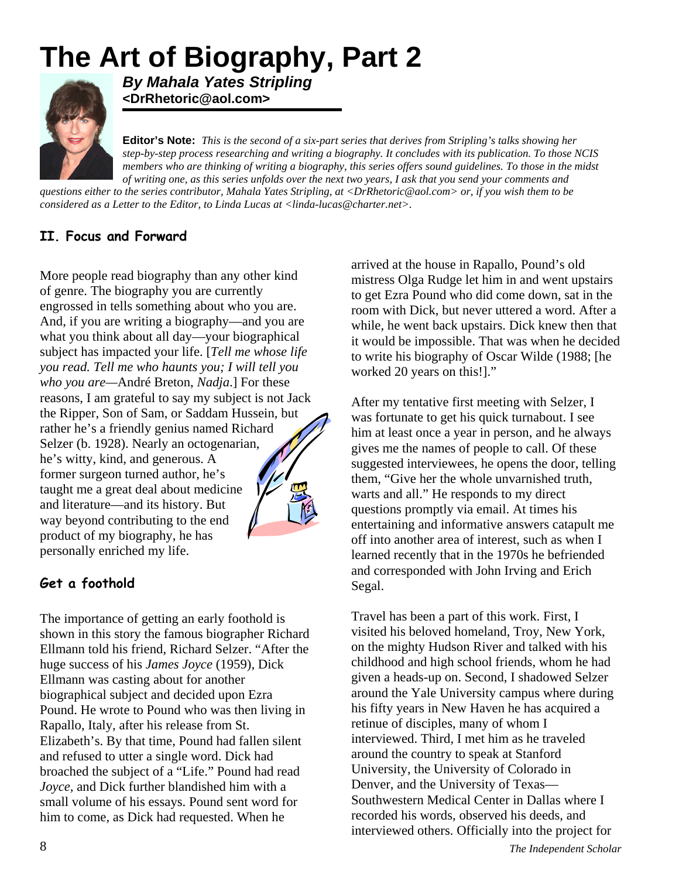# The Art of Biography, Part 2

***By Mahala Yates Stripling***
**<DrRhetoric@aol.com>**

**Editor's Note:** *This is the second of a six-part series that derives from Stripling's talks showing her step-by-step process researching and writing a biography. It concludes with its publication. To those NCIS members who are thinking of writing a biography, this series offers sound guidelines. To those in the midst of writing one, as this series unfolds over the next two years, I ask that you send your comments and questions either to the series contributor, Mahala Yates Stripling, at <DrRhetoric@aol.com> or, if you wish them to be considered as a Letter to the Editor, to Linda Lucas at <linda-lucas@charter.net>.*

## II. Focus and Forward

More people read biography than any other kind of genre. The biography you are currently engrossed in tells something about who you are. And, if you are writing a biography—and you are what you think about all day—your biographical subject has impacted your life. [*Tell me whose life you read. Tell me who haunts you; I will tell you who you are*—André Breton, *Nadja*.] For these reasons, I am grateful to say my subject is not Jack the Ripper, Son of Sam, or Saddam Hussein, but rather he's a friendly genius named Richard Selzer (b. 1928). Nearly an octogenarian, he's witty, kind, and generous. A former surgeon turned author, he's taught me a great deal about medicine and literature—and its history. But way beyond contributing to the end product of my biography, he has personally enriched my life.

### Get a foothold

The importance of getting an early foothold is shown in this story the famous biographer Richard Ellmann told his friend, Richard Selzer. "After the huge success of his *James Joyce* (1959), Dick Ellmann was casting about for another biographical subject and decided upon Ezra Pound. He wrote to Pound who was then living in Rapallo, Italy, after his release from St. Elizabeth's. By that time, Pound had fallen silent and refused to utter a single word. Dick had broached the subject of a "Life." Pound had read *Joyce*, and Dick further blandished him with a small volume of his essays. Pound sent word for him to come, as Dick had requested. When he arrived at the house in Rapallo, Pound's old mistress Olga Rudge let him in and went upstairs to get Ezra Pound who did come down, sat in the room with Dick, but never uttered a word. After a while, he went back upstairs. Dick knew then that it would be impossible. That was when he decided to write his biography of Oscar Wilde (1988; [he worked 20 years on this!]."

After my tentative first meeting with Selzer, I was fortunate to get his quick turnabout. I see him at least once a year in person, and he always gives me the names of people to call. Of these suggested interviewees, he opens the door, telling them, "Give her the whole unvarnished truth, warts and all." He responds to my direct questions promptly via email. At times his entertaining and informative answers catapult me off into another area of interest, such as when I learned recently that in the 1970s he befriended and corresponded with John Irving and Erich Segal.

Travel has been a part of this work. First, I visited his beloved homeland, Troy, New York, on the mighty Hudson River and talked with his childhood and high school friends, whom he had given a heads-up on. Second, I shadowed Selzer around the Yale University campus where during his fifty years in New Haven he has acquired a retinue of disciples, many of whom I interviewed. Third, I met him as he traveled around the country to speak at Stanford University, the University of Colorado in Denver, and the University of Texas—Southwestern Medical Center in Dallas where I recorded his words, observed his deeds, and interviewed others. Officially into the project for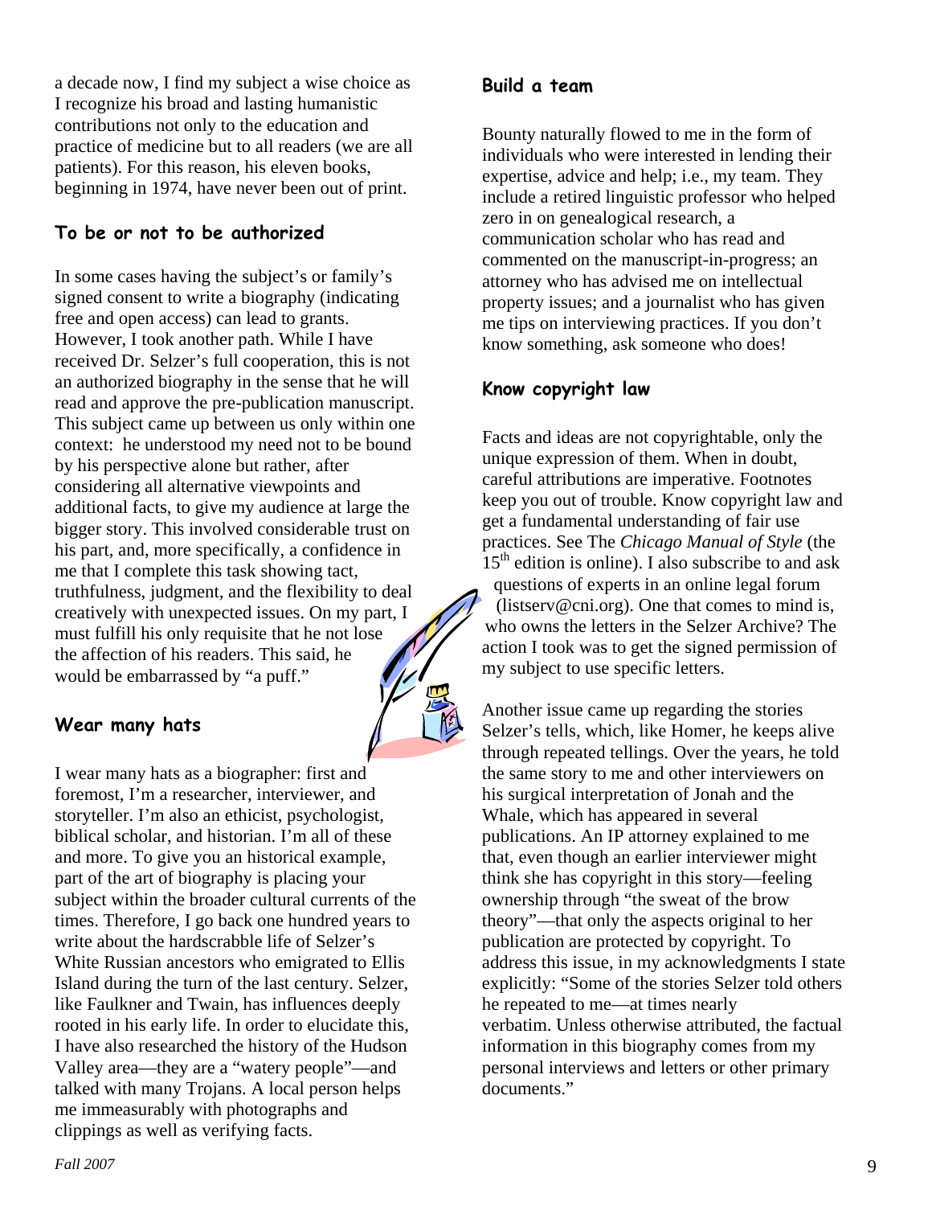a decade now, I find my subject a wise choice as I recognize his broad and lasting humanistic contributions not only to the education and practice of medicine but to all readers (we are all patients). For this reason, his eleven books, beginning in 1974, have never been out of print.

### To be or not to be authorized

In some cases having the subject's or family's signed consent to write a biography (indicating free and open access) can lead to grants. However, I took another path. While I have received Dr. Selzer's full cooperation, this is not an authorized biography in the sense that he will read and approve the pre-publication manuscript. This subject came up between us only within one context: he understood my need not to be bound by his perspective alone but rather, after considering all alternative viewpoints and additional facts, to give my audience at large the bigger story. This involved considerable trust on his part, and, more specifically, a confidence in me that I complete this task showing tact, truthfulness, judgment, and the flexibility to deal creatively with unexpected issues. On my part, I must fulfill his only requisite that he not lose the affection of his readers. This said, he would be embarrassed by "a puff."

### Wear many hats

I wear many hats as a biographer: first and foremost, I'm a researcher, interviewer, and storyteller. I'm also an ethicist, psychologist, biblical scholar, and historian. I'm all of these and more. To give you an historical example, part of the art of biography is placing your subject within the broader cultural currents of the times. Therefore, I go back one hundred years to write about the hardscrabble life of Selzer's White Russian ancestors who emigrated to Ellis Island during the turn of the last century. Selzer, like Faulkner and Twain, has influences deeply rooted in his early life. In order to elucidate this, I have also researched the history of the Hudson Valley area—they are a "watery people"—and talked with many Trojans. A local person helps me immeasurably with photographs and clippings as well as verifying facts.

### Build a team

Bounty naturally flowed to me in the form of individuals who were interested in lending their expertise, advice and help; i.e., my team. They include a retired linguistic professor who helped zero in on genealogical research, a communication scholar who has read and commented on the manuscript-in-progress; an attorney who has advised me on intellectual property issues; and a journalist who has given me tips on interviewing practices. If you don't know something, ask someone who does!

### Know copyright law

Facts and ideas are not copyrightable, only the unique expression of them. When in doubt, careful attributions are imperative. Footnotes keep you out of trouble. Know copyright law and get a fundamental understanding of fair use practices. See The *Chicago Manual of Style* (the 15th edition is online). I also subscribe to and ask questions of experts in an online legal forum (listserv@cni.org). One that comes to mind is, who owns the letters in the Selzer Archive? The action I took was to get the signed permission of my subject to use specific letters.

Another issue came up regarding the stories Selzer's tells, which, like Homer, he keeps alive through repeated tellings. Over the years, he told the same story to me and other interviewers on his surgical interpretation of Jonah and the Whale, which has appeared in several publications. An IP attorney explained to me that, even though an earlier interviewer might think she has copyright in this story—feeling ownership through "the sweat of the brow theory"—that only the aspects original to her publication are protected by copyright. To address this issue, in my acknowledgments I state explicitly: "Some of the stories Selzer told others he repeated to me—at times nearly verbatim. Unless otherwise attributed, the factual information in this biography comes from my personal interviews and letters or other primary documents."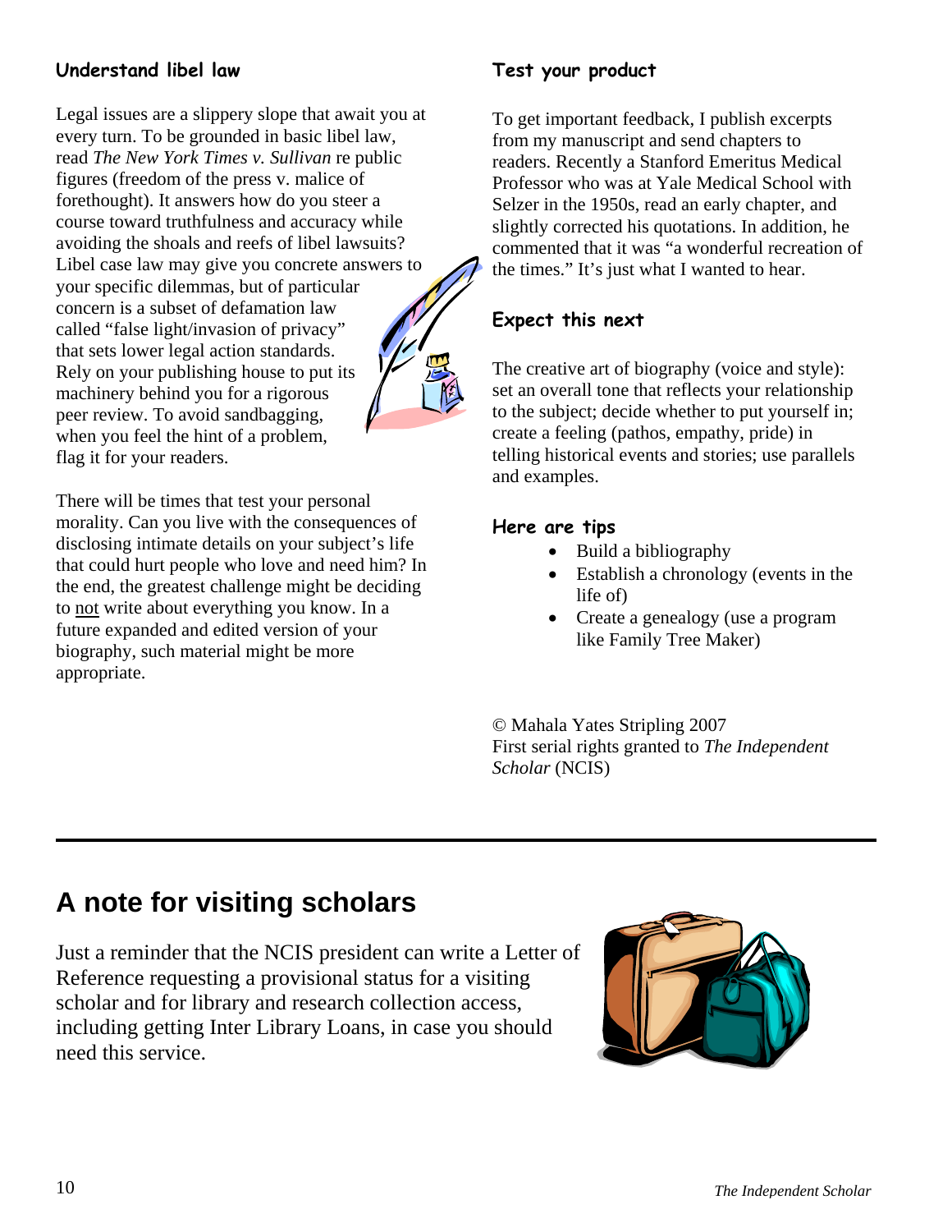### Understand libel law

Legal issues are a slippery slope that await you at every turn. To be grounded in basic libel law, read *The New York Times v. Sullivan* re public figures (freedom of the press v. malice of forethought). It answers how do you steer a course toward truthfulness and accuracy while avoiding the shoals and reefs of libel lawsuits? Libel case law may give you concrete answers to your specific dilemmas, but of particular concern is a subset of defamation law called "false light/invasion of privacy" that sets lower legal action standards. Rely on your publishing house to put its machinery behind you for a rigorous peer review. To avoid sandbagging, when you feel the hint of a problem, flag it for your readers.

There will be times that test your personal morality. Can you live with the consequences of disclosing intimate details on your subject's life that could hurt people who love and need him? In the end, the greatest challenge might be deciding to <u>not</u> write about everything you know. In a future expanded and edited version of your biography, such material might be more appropriate.

### Test your product

To get important feedback, I publish excerpts from my manuscript and send chapters to readers. Recently a Stanford Emeritus Medical Professor who was at Yale Medical School with Selzer in the 1950s, read an early chapter, and slightly corrected his quotations. In addition, he commented that it was "a wonderful recreation of the times." It's just what I wanted to hear.

### Expect this next

The creative art of biography (voice and style): set an overall tone that reflects your relationship to the subject; decide whether to put yourself in; create a feeling (pathos, empathy, pride) in telling historical events and stories; use parallels and examples.

### Here are tips

- Build a bibliography
- Establish a chronology (events in the life of)
- Create a genealogy (use a program like Family Tree Maker)

© Mahala Yates Stripling 2007
First serial rights granted to *The Independent Scholar* (NCIS)

---

## A note for visiting scholars

Just a reminder that the NCIS president can write a Letter of Reference requesting a provisional status for a visiting scholar and for library and research collection access, including getting Inter Library Loans, in case you should need this service.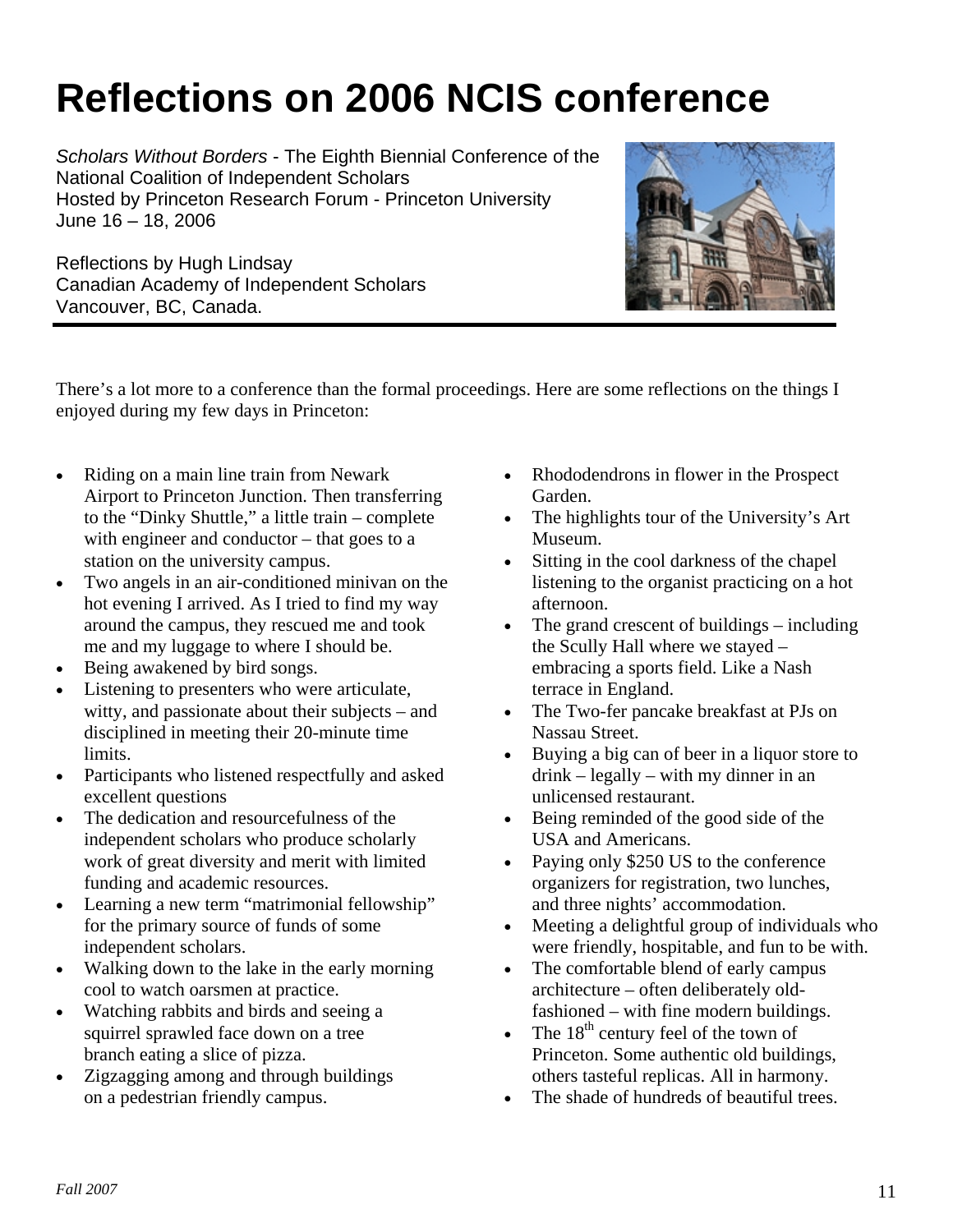# Reflections on 2006 NCIS conference

*Scholars Without Borders* - The Eighth Biennial Conference of the National Coalition of Independent Scholars
Hosted by Princeton Research Forum - Princeton University
June 16 – 18, 2006

Reflections by Hugh Lindsay
Canadian Academy of Independent Scholars
Vancouver, BC, Canada.

---

There's a lot more to a conference than the formal proceedings. Here are some reflections on the things I enjoyed during my few days in Princeton:

- Riding on a main line train from Newark Airport to Princeton Junction. Then transferring to the "Dinky Shuttle," a little train – complete with engineer and conductor – that goes to a station on the university campus.
- Two angels in an air-conditioned minivan on the hot evening I arrived. As I tried to find my way around the campus, they rescued me and took me and my luggage to where I should be.
- Being awakened by bird songs.
- Listening to presenters who were articulate, witty, and passionate about their subjects – and disciplined in meeting their 20-minute time limits.
- Participants who listened respectfully and asked excellent questions
- The dedication and resourcefulness of the independent scholars who produce scholarly work of great diversity and merit with limited funding and academic resources.
- Learning a new term "matrimonial fellowship" for the primary source of funds of some independent scholars.
- Walking down to the lake in the early morning cool to watch oarsmen at practice.
- Watching rabbits and birds and seeing a squirrel sprawled face down on a tree branch eating a slice of pizza.
- Zigzagging among and through buildings on a pedestrian friendly campus.
- Rhododendrons in flower in the Prospect Garden.
- The highlights tour of the University's Art Museum.
- Sitting in the cool darkness of the chapel listening to the organist practicing on a hot afternoon.
- The grand crescent of buildings – including the Scully Hall where we stayed – embracing a sports field. Like a Nash terrace in England.
- The Two-fer pancake breakfast at PJs on Nassau Street.
- Buying a big can of beer in a liquor store to drink – legally – with my dinner in an unlicensed restaurant.
- Being reminded of the good side of the USA and Americans.
- Paying only $250 US to the conference organizers for registration, two lunches, and three nights' accommodation.
- Meeting a delightful group of individuals who were friendly, hospitable, and fun to be with.
- The comfortable blend of early campus architecture – often deliberately old-fashioned – with fine modern buildings.
- The 18th century feel of the town of Princeton. Some authentic old buildings, others tasteful replicas. All in harmony.
- The shade of hundreds of beautiful trees.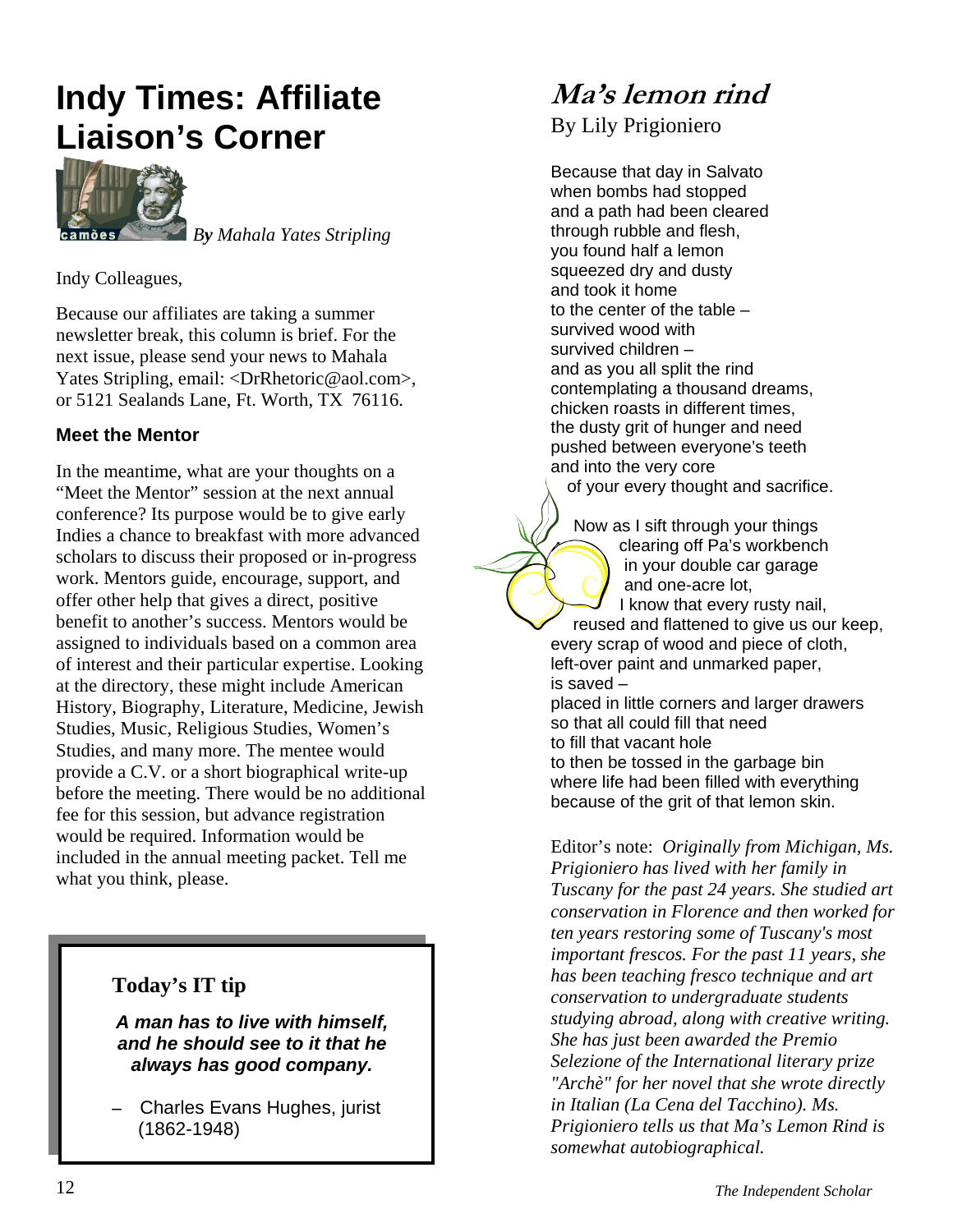# Indy Times: Affiliate Liaison's Corner

*By Mahala Yates Stripling*

Indy Colleagues,

Because our affiliates are taking a summer newsletter break, this column is brief. For the next issue, please send your news to Mahala Yates Stripling, email: <DrRhetoric@aol.com>, or 5121 Sealands Lane, Ft. Worth, TX 76116.

### Meet the Mentor

In the meantime, what are your thoughts on a "Meet the Mentor" session at the next annual conference? Its purpose would be to give early Indies a chance to breakfast with more advanced scholars to discuss their proposed or in-progress work. Mentors guide, encourage, support, and offer other help that gives a direct, positive benefit to another's success. Mentors would be assigned to individuals based on a common area of interest and their particular expertise. Looking at the directory, these might include American History, Biography, Literature, Medicine, Jewish Studies, Music, Religious Studies, Women's Studies, and many more. The mentee would provide a C.V. or a short biographical write-up before the meeting. There would be no additional fee for this session, but advance registration would be required. Information would be included in the annual meeting packet. Tell me what you think, please.

> **Today's IT tip**
>
> ***A man has to live with himself, and he should see to it that he always has good company.***
>
> – Charles Evans Hughes, jurist (1862-1948)

# *Ma's lemon rind*

By Lily Prigioniero

Because that day in Salvato
when bombs had stopped
and a path had been cleared
through rubble and flesh,
you found half a lemon
squeezed dry and dusty
and took it home
to the center of the table –
survived wood with
survived children –
and as you all split the rind
contemplating a thousand dreams,
chicken roasts in different times,
the dusty grit of hunger and need
pushed between everyone's teeth
and into the very core
of your every thought and sacrifice.

Now as I sift through your things
clearing off Pa's workbench
in your double car garage
and one-acre lot,
I know that every rusty nail,
reused and flattened to give us our keep,
every scrap of wood and piece of cloth,
left-over paint and unmarked paper,
is saved –
placed in little corners and larger drawers
so that all could fill that need
to fill that vacant hole
to then be tossed in the garbage bin
where life had been filled with everything
because of the grit of that lemon skin.

Editor's note: *Originally from Michigan, Ms. Prigioniero has lived with her family in Tuscany for the past 24 years. She studied art conservation in Florence and then worked for ten years restoring some of Tuscany's most important frescos. For the past 11 years, she has been teaching fresco technique and art conservation to undergraduate students studying abroad, along with creative writing. She has just been awarded the Premio Selezione of the International literary prize "Archè" for her novel that she wrote directly in Italian (La Cena del Tacchino). Ms. Prigioniero tells us that Ma's Lemon Rind is somewhat autobiographical.*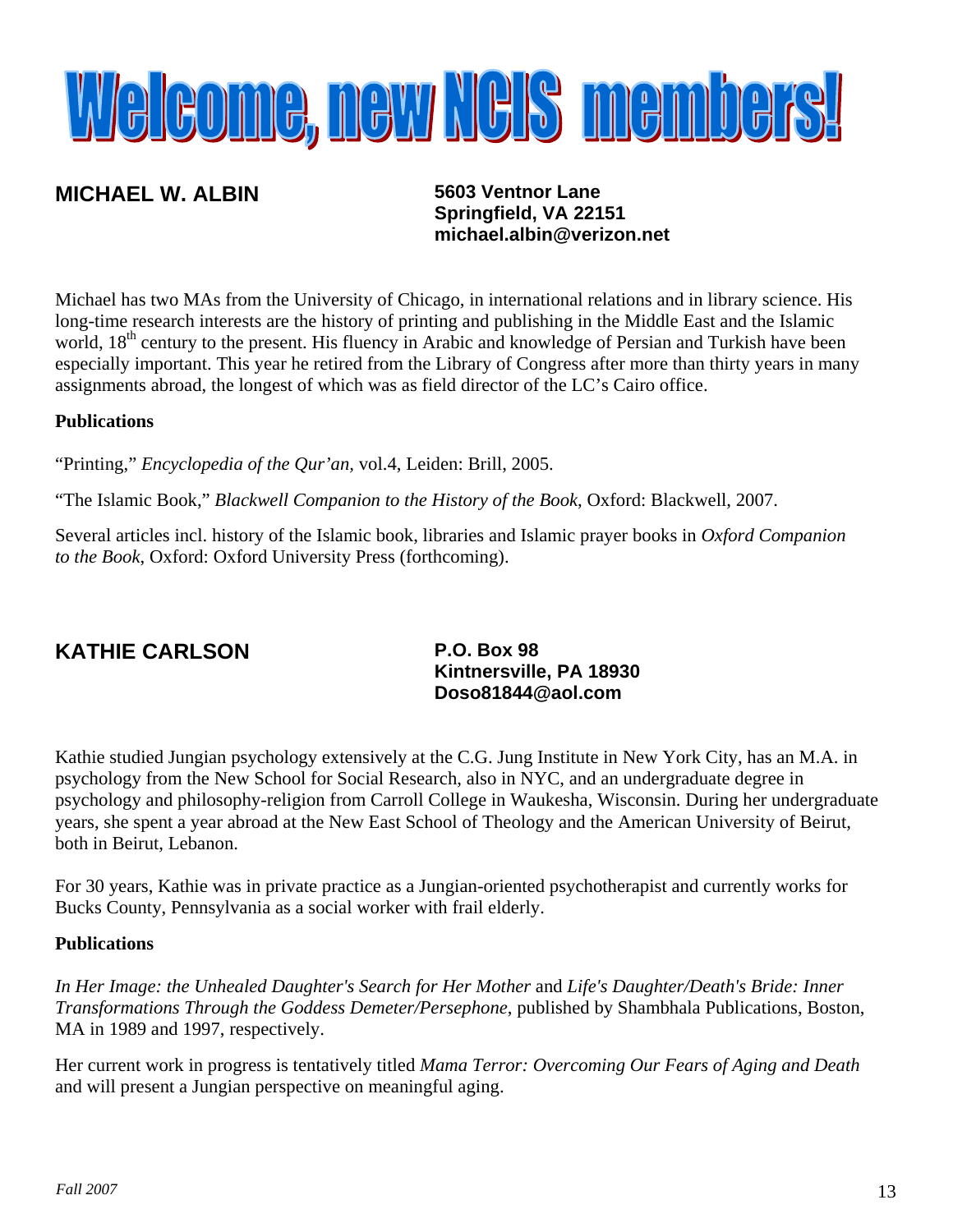# Welcome, new NCIS members!

## MICHAEL W. ALBIN

**5603 Ventnor Lane**
**Springfield, VA 22151**
**michael.albin@verizon.net**

Michael has two MAs from the University of Chicago, in international relations and in library science. His long-time research interests are the history of printing and publishing in the Middle East and the Islamic world, 18th century to the present. His fluency in Arabic and knowledge of Persian and Turkish have been especially important. This year he retired from the Library of Congress after more than thirty years in many assignments abroad, the longest of which was as field director of the LC's Cairo office.

**Publications**

"Printing," *Encyclopedia of the Qur'an*, vol.4, Leiden: Brill, 2005.

"The Islamic Book," *Blackwell Companion to the History of the Book*, Oxford: Blackwell, 2007.

Several articles incl. history of the Islamic book, libraries and Islamic prayer books in *Oxford Companion to the Book*, Oxford: Oxford University Press (forthcoming).

## KATHIE CARLSON

**P.O. Box 98**
**Kintnersville, PA 18930**
**Doso81844@aol.com**

Kathie studied Jungian psychology extensively at the C.G. Jung Institute in New York City, has an M.A. in psychology from the New School for Social Research, also in NYC, and an undergraduate degree in psychology and philosophy-religion from Carroll College in Waukesha, Wisconsin. During her undergraduate years, she spent a year abroad at the New East School of Theology and the American University of Beirut, both in Beirut, Lebanon.

For 30 years, Kathie was in private practice as a Jungian-oriented psychotherapist and currently works for Bucks County, Pennsylvania as a social worker with frail elderly.

**Publications**

*In Her Image: the Unhealed Daughter's Search for Her Mother* and *Life's Daughter/Death's Bride: Inner Transformations Through the Goddess Demeter/Persephone*, published by Shambhala Publications, Boston, MA in 1989 and 1997, respectively.

Her current work in progress is tentatively titled *Mama Terror: Overcoming Our Fears of Aging and Death* and will present a Jungian perspective on meaningful aging.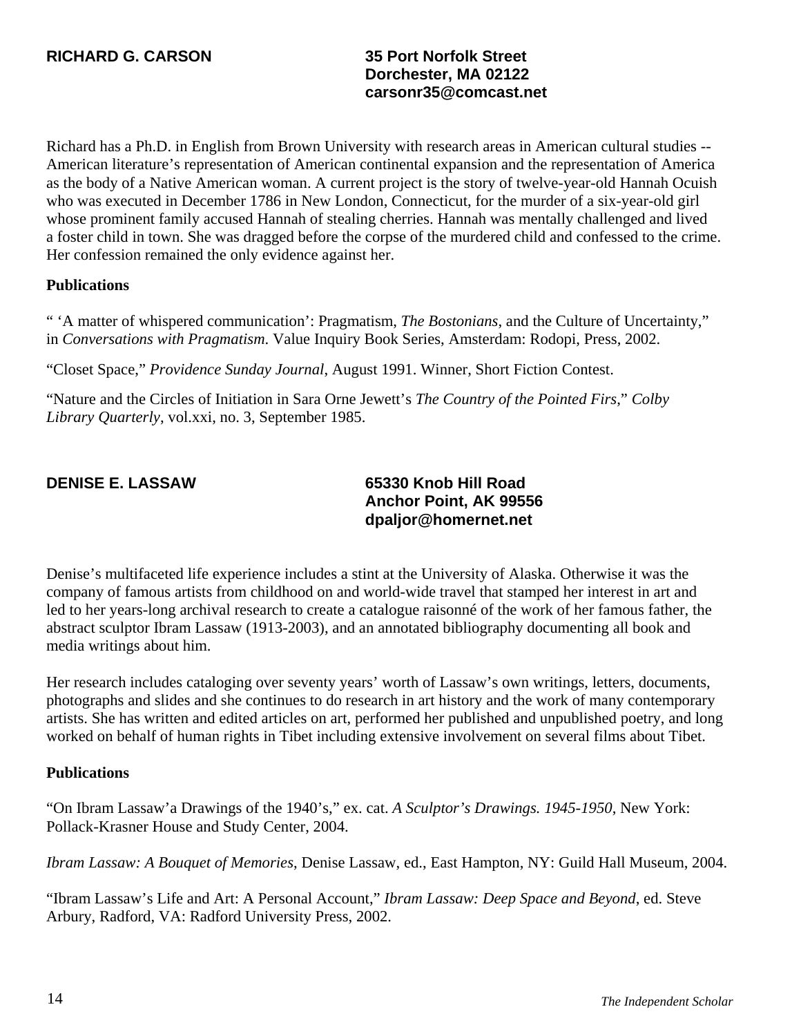**RICHARD G. CARSON**

**35 Port Norfolk Street**
**Dorchester, MA 02122**
**carsonr35@comcast.net**

Richard has a Ph.D. in English from Brown University with research areas in American cultural studies -- American literature's representation of American continental expansion and the representation of America as the body of a Native American woman. A current project is the story of twelve-year-old Hannah Ocuish who was executed in December 1786 in New London, Connecticut, for the murder of a six-year-old girl whose prominent family accused Hannah of stealing cherries. Hannah was mentally challenged and lived a foster child in town. She was dragged before the corpse of the murdered child and confessed to the crime. Her confession remained the only evidence against her.

**Publications**

" 'A matter of whispered communication': Pragmatism, *The Bostonians*, and the Culture of Uncertainty," in *Conversations with Pragmatism*. Value Inquiry Book Series, Amsterdam: Rodopi, Press, 2002.

"Closet Space," *Providence Sunday Journal*, August 1991. Winner, Short Fiction Contest.

"Nature and the Circles of Initiation in Sara Orne Jewett's *The Country of the Pointed Firs*," *Colby Library Quarterly*, vol.xxi, no. 3, September 1985.

**DENISE E. LASSAW**

**65330 Knob Hill Road**
**Anchor Point, AK 99556**
**dpaljor@homernet.net**

Denise's multifaceted life experience includes a stint at the University of Alaska. Otherwise it was the company of famous artists from childhood on and world-wide travel that stamped her interest in art and led to her years-long archival research to create a catalogue raisonné of the work of her famous father, the abstract sculptor Ibram Lassaw (1913-2003), and an annotated bibliography documenting all book and media writings about him.

Her research includes cataloging over seventy years' worth of Lassaw's own writings, letters, documents, photographs and slides and she continues to do research in art history and the work of many contemporary artists. She has written and edited articles on art, performed her published and unpublished poetry, and long worked on behalf of human rights in Tibet including extensive involvement on several films about Tibet.

**Publications**

"On Ibram Lassaw'a Drawings of the 1940's," ex. cat. *A Sculptor's Drawings. 1945-1950*, New York: Pollack-Krasner House and Study Center, 2004.

*Ibram Lassaw: A Bouquet of Memories*, Denise Lassaw, ed., East Hampton, NY: Guild Hall Museum, 2004.

"Ibram Lassaw's Life and Art: A Personal Account," *Ibram Lassaw: Deep Space and Beyond*, ed. Steve Arbury, Radford, VA: Radford University Press, 2002.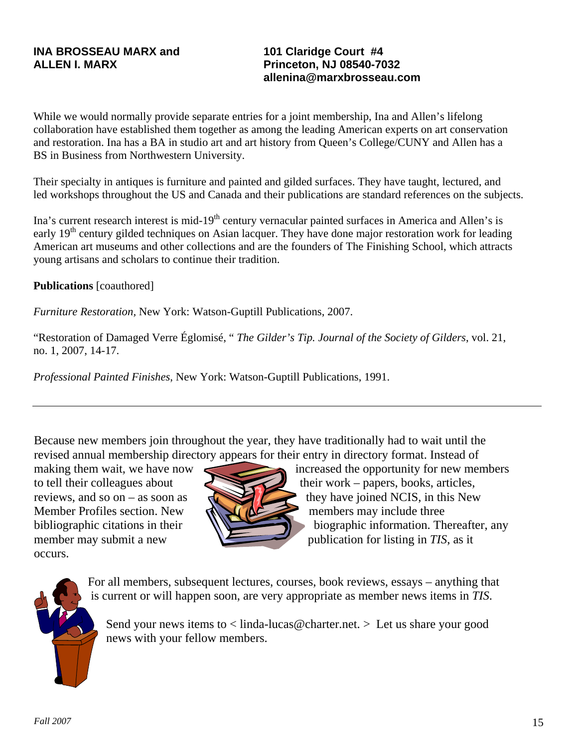**INA BROSSEAU MARX and ALLEN I. MARX**

**101 Claridge Court #4**
**Princeton, NJ 08540-7032**
**allenina@marxbrosseau.com**

While we would normally provide separate entries for a joint membership, Ina and Allen's lifelong collaboration have established them together as among the leading American experts on art conservation and restoration. Ina has a BA in studio art and art history from Queen's College/CUNY and Allen has a BS in Business from Northwestern University.

Their specialty in antiques is furniture and painted and gilded surfaces. They have taught, lectured, and led workshops throughout the US and Canada and their publications are standard references on the subjects.

Ina's current research interest is mid-19th century vernacular painted surfaces in America and Allen's is early 19th century gilded techniques on Asian lacquer. They have done major restoration work for leading American art museums and other collections and are the founders of The Finishing School, which attracts young artisans and scholars to continue their tradition.

**Publications** [coauthored]

*Furniture Restoration*, New York: Watson-Guptill Publications, 2007.

"Restoration of Damaged Verre Églomisé, " *The Gilder's Tip. Journal of the Society of Gilders*, vol. 21, no. 1, 2007, 14-17.

*Professional Painted Finishes*, New York: Watson-Guptill Publications, 1991.

---

Because new members join throughout the year, they have traditionally had to wait until the revised annual membership directory appears for their entry in directory format. Instead of making them wait, we have now increased the opportunity for new members to tell their colleagues about their work – papers, books, articles, reviews, and so on – as soon as they have joined NCIS, in this New Member Profiles section. New members may include three bibliographic citations in their biographic information. Thereafter, any member may submit a new publication for listing in *TIS*, as it occurs.

For all members, subsequent lectures, courses, book reviews, essays – anything that is current or will happen soon, are very appropriate as member news items in *TIS*.

Send your news items to < linda-lucas@charter.net. > Let us share your good news with your fellow members.

*Fall 2007*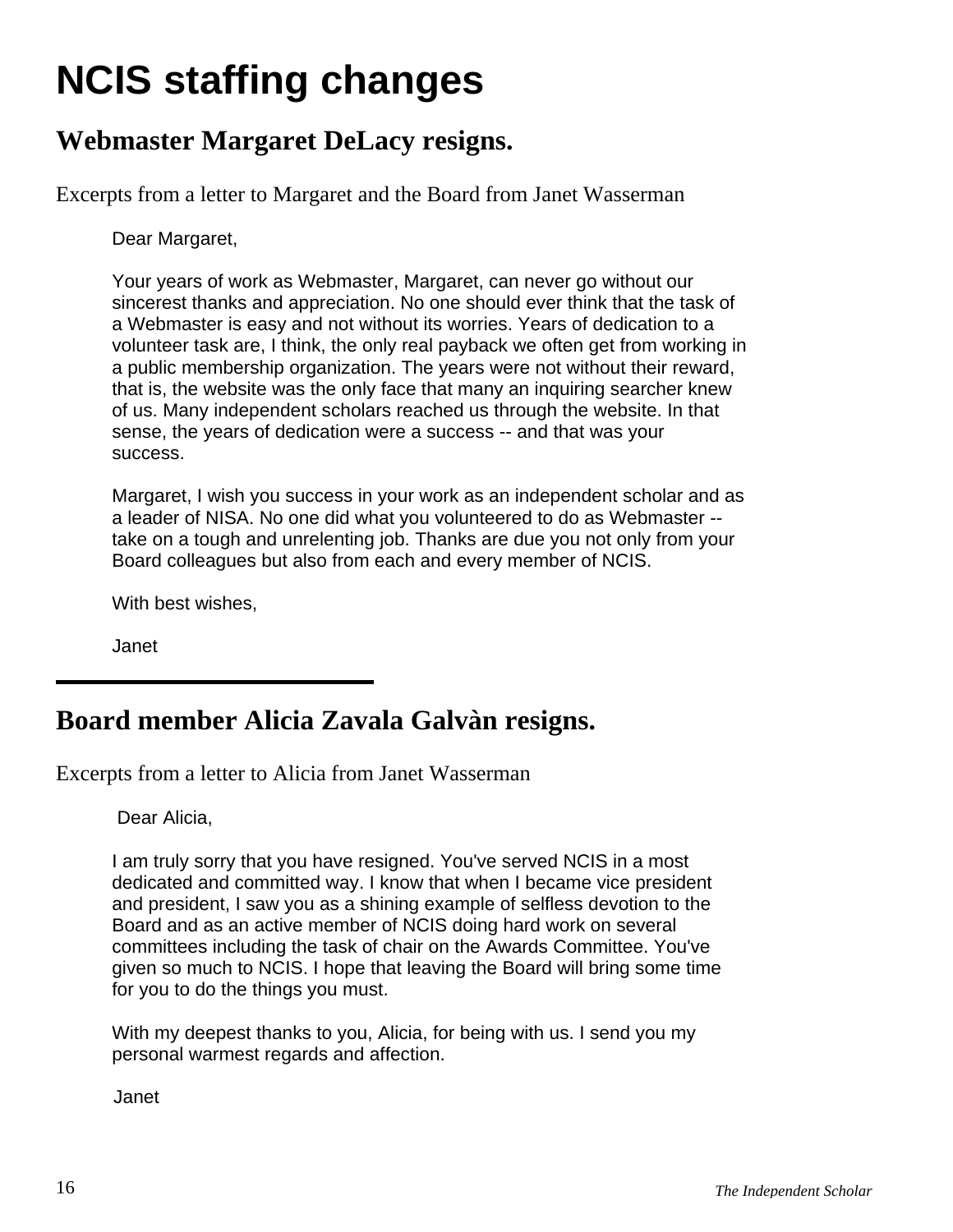# NCIS staffing changes

## Webmaster Margaret DeLacy resigns.

Excerpts from a letter to Margaret and the Board from Janet Wasserman

> Dear Margaret,
>
> Your years of work as Webmaster, Margaret, can never go without our sincerest thanks and appreciation. No one should ever think that the task of a Webmaster is easy and not without its worries. Years of dedication to a volunteer task are, I think, the only real payback we often get from working in a public membership organization. The years were not without their reward, that is, the website was the only face that many an inquiring searcher knew of us. Many independent scholars reached us through the website. In that sense, the years of dedication were a success -- and that was your success.
>
> Margaret, I wish you success in your work as an independent scholar and as a leader of NISA. No one did what you volunteered to do as Webmaster -- take on a tough and unrelenting job. Thanks are due you not only from your Board colleagues but also from each and every member of NCIS.
>
> With best wishes,
>
> Janet

---

## Board member Alicia Zavala Galvàn resigns.

Excerpts from a letter to Alicia from Janet Wasserman

> Dear Alicia,
>
> I am truly sorry that you have resigned. You've served NCIS in a most dedicated and committed way. I know that when I became vice president and president, I saw you as a shining example of selfless devotion to the Board and as an active member of NCIS doing hard work on several committees including the task of chair on the Awards Committee. You've given so much to NCIS. I hope that leaving the Board will bring some time for you to do the things you must.
>
> With my deepest thanks to you, Alicia, for being with us. I send you my personal warmest regards and affection.
>
> Janet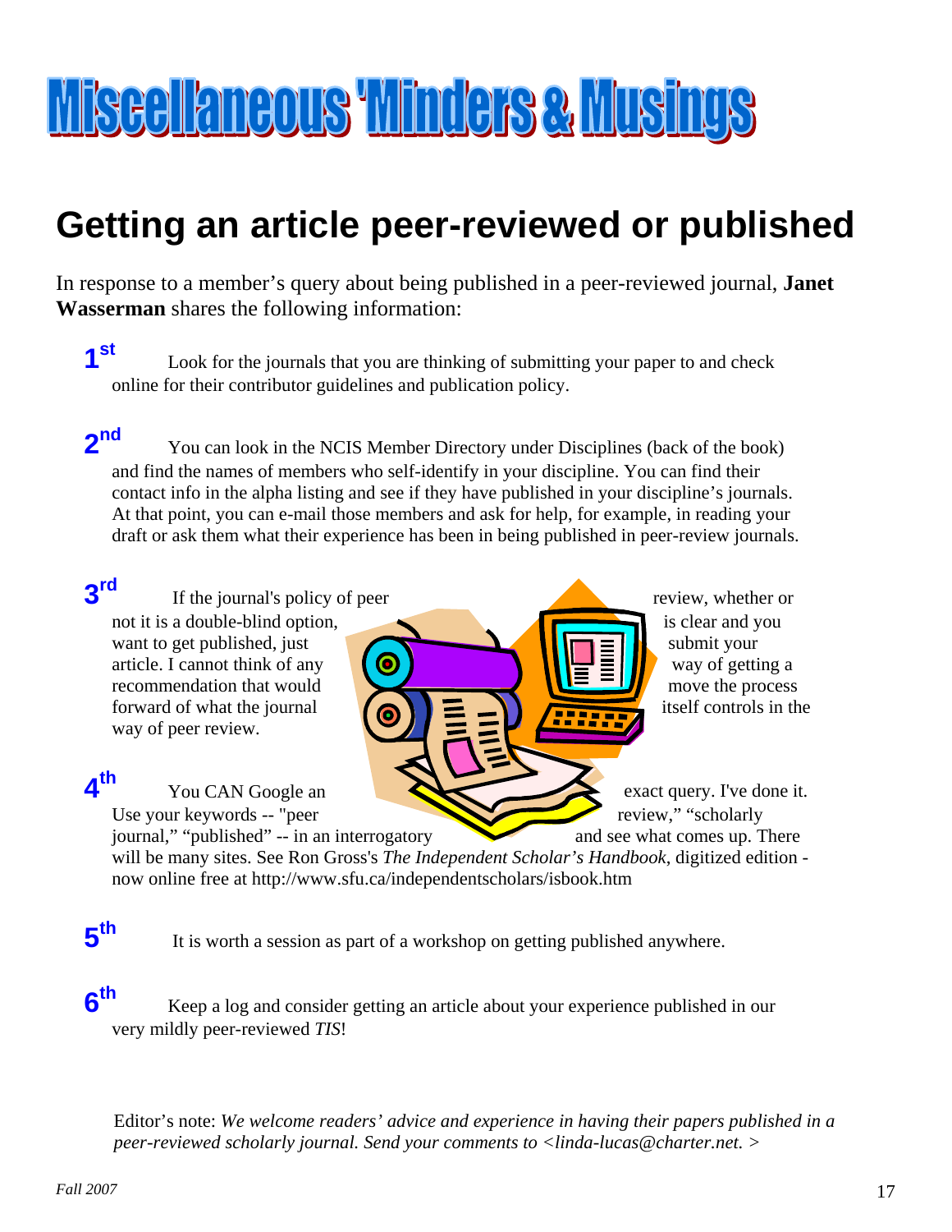# Miscellaneous 'Minders & Musings

## Getting an article peer-reviewed or published

In response to a member's query about being published in a peer-reviewed journal, **Janet Wasserman** shares the following information:

**1st** Look for the journals that you are thinking of submitting your paper to and check online for their contributor guidelines and publication policy.

**2nd** You can look in the NCIS Member Directory under Disciplines (back of the book) and find the names of members who self-identify in your discipline. You can find their contact info in the alpha listing and see if they have published in your discipline's journals. At that point, you can e-mail those members and ask for help, for example, in reading your draft or ask them what their experience has been in being published in peer-review journals.

**3rd** If the journal's policy of peer review, whether or not it is a double-blind option, is clear and you want to get published, just submit your article. I cannot think of any way of getting a recommendation that would move the process forward of what the journal itself controls in the way of peer review.

**4th** You CAN Google an exact query. I've done it. Use your keywords -- "peer review," "scholarly journal," "published" -- in an interrogatory and see what comes up. There will be many sites. See Ron Gross's *The Independent Scholar's Handbook*, digitized edition - now online free at http://www.sfu.ca/independentscholars/isbook.htm

**5th** It is worth a session as part of a workshop on getting published anywhere.

**6th** Keep a log and consider getting an article about your experience published in our very mildly peer-reviewed *TIS*!

Editor's note: *We welcome readers' advice and experience in having their papers published in a peer-reviewed scholarly journal. Send your comments to <linda-lucas@charter.net. >*

*Fall 2007*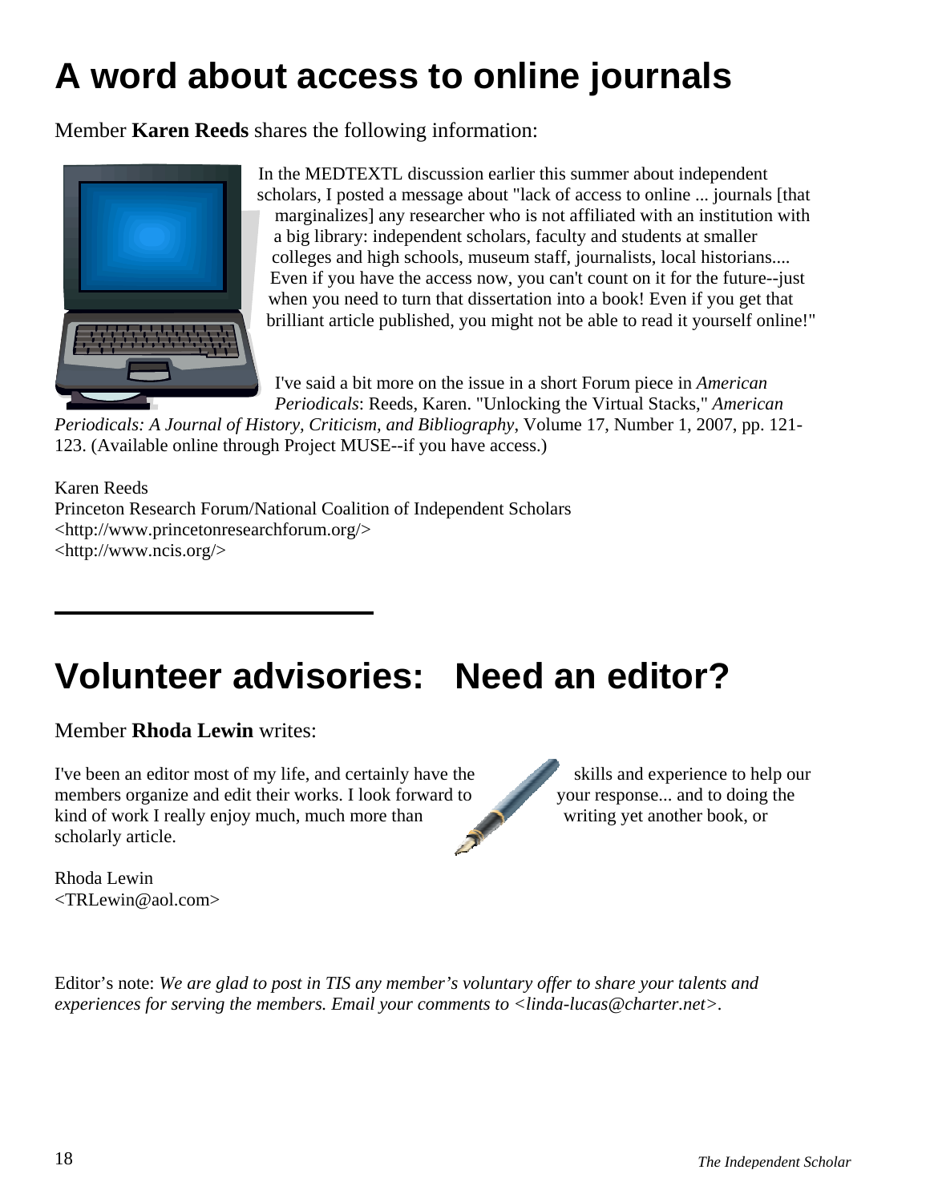# A word about access to online journals

Member **Karen Reeds** shares the following information:

In the MEDTEXTL discussion earlier this summer about independent scholars, I posted a message about "lack of access to online ... journals [that marginalizes] any researcher who is not affiliated with an institution with a big library: independent scholars, faculty and students at smaller colleges and high schools, museum staff, journalists, local historians.... Even if you have the access now, you can't count on it for the future--just when you need to turn that dissertation into a book! Even if you get that brilliant article published, you might not be able to read it yourself online!"

I've said a bit more on the issue in a short Forum piece in *American Periodicals*: Reeds, Karen. "Unlocking the Virtual Stacks," *American Periodicals: A Journal of History, Criticism, and Bibliography*, Volume 17, Number 1, 2007, pp. 121-123. (Available online through Project MUSE--if you have access.)

Karen Reeds
Princeton Research Forum/National Coalition of Independent Scholars
<http://www.princetonresearchforum.org/>
<http://www.ncis.org/>

# Volunteer advisories: Need an editor?

Member **Rhoda Lewin** writes:

I've been an editor most of my life, and certainly have the skills and experience to help our members organize and edit their works. I look forward to your response... and to doing the kind of work I really enjoy much, much more than writing yet another book, or scholarly article.

Rhoda Lewin
<TRLewin@aol.com>

Editor's note: *We are glad to post in TIS any member's voluntary offer to share your talents and experiences for serving the members. Email your comments to <linda-lucas@charter.net>.*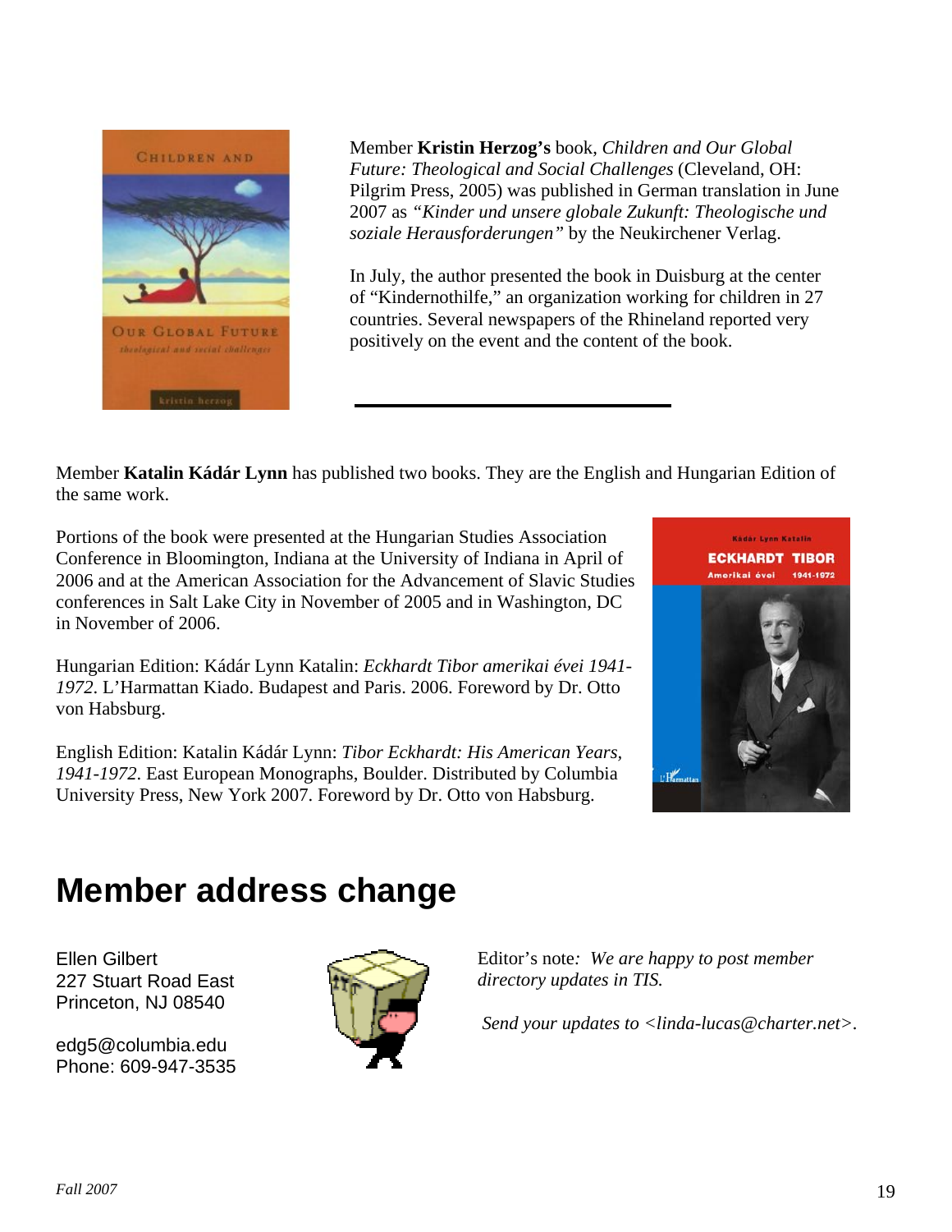Member **Kristin Herzog's** book, *Children and Our Global Future: Theological and Social Challenges* (Cleveland, OH: Pilgrim Press, 2005) was published in German translation in June 2007 as *"Kinder und unsere globale Zukunft: Theologische und soziale Herausforderungen"* by the Neukirchener Verlag.

In July, the author presented the book in Duisburg at the center of "Kindernothilfe," an organization working for children in 27 countries. Several newspapers of the Rhineland reported very positively on the event and the content of the book.

---

Member **Katalin Kádár Lynn** has published two books. They are the English and Hungarian Edition of the same work.

Portions of the book were presented at the Hungarian Studies Association Conference in Bloomington, Indiana at the University of Indiana in April of 2006 and at the American Association for the Advancement of Slavic Studies conferences in Salt Lake City in November of 2005 and in Washington, DC in November of 2006.

Hungarian Edition: Kádár Lynn Katalin: *Eckhardt Tibor amerikai évei 1941-1972*. L'Harmattan Kiado. Budapest and Paris. 2006. Foreword by Dr. Otto von Habsburg.

English Edition: Katalin Kádár Lynn: *Tibor Eckhardt: His American Years, 1941-1972*. East European Monographs, Boulder. Distributed by Columbia University Press, New York 2007. Foreword by Dr. Otto von Habsburg.

# Member address change

Ellen Gilbert
227 Stuart Road East
Princeton, NJ 08540

edg5@columbia.edu
Phone: 609-947-3535

Editor's note: *We are happy to post member directory updates in TIS.*

*Send your updates to <linda-lucas@charter.net>.*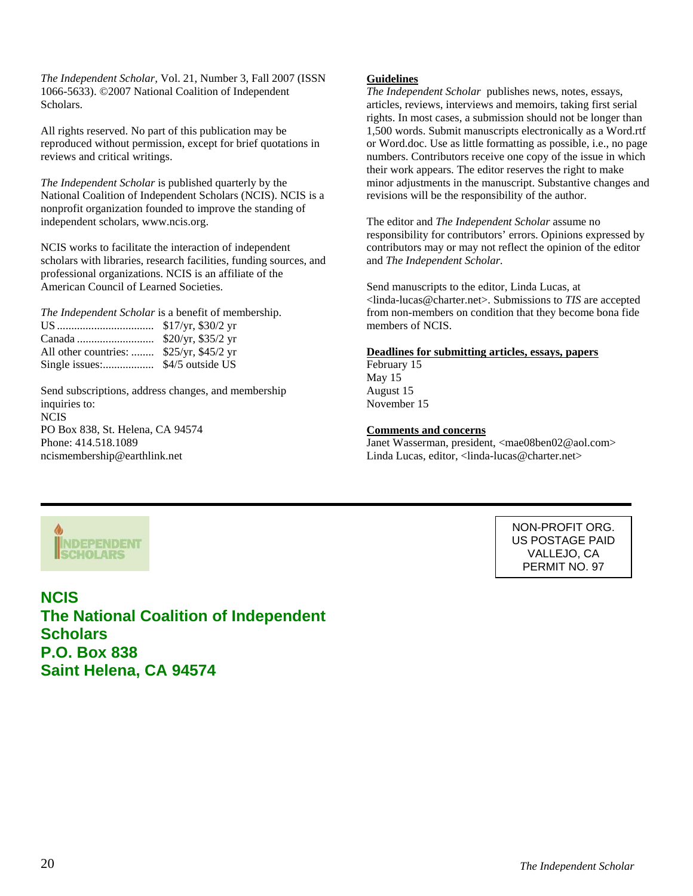*The Independent Scholar*, Vol. 21, Number 3, Fall 2007 (ISSN 1066-5633). ©2007 National Coalition of Independent Scholars.

All rights reserved. No part of this publication may be reproduced without permission, except for brief quotations in reviews and critical writings.

*The Independent Scholar* is published quarterly by the National Coalition of Independent Scholars (NCIS). NCIS is a nonprofit organization founded to improve the standing of independent scholars, www.ncis.org.

NCIS works to facilitate the interaction of independent scholars with libraries, research facilities, funding sources, and professional organizations. NCIS is an affiliate of the American Council of Learned Societies.

*The Independent Scholar* is a benefit of membership.

| | |
|---|---|
| US | $17/yr, $30/2 yr |
| Canada | $20/yr, $35/2 yr |
| All other countries: | $25/yr, $45/2 yr |
| Single issues: | $4/5 outside US |

Send subscriptions, address changes, and membership inquiries to:
NCIS
PO Box 838, St. Helena, CA 94574
Phone: 414.518.1089
ncismembership@earthlink.net

**Guidelines**

*The Independent Scholar* publishes news, notes, essays, articles, reviews, interviews and memoirs, taking first serial rights. In most cases, a submission should not be longer than 1,500 words. Submit manuscripts electronically as a Word.rtf or Word.doc. Use as little formatting as possible, i.e., no page numbers. Contributors receive one copy of the issue in which their work appears. The editor reserves the right to make minor adjustments in the manuscript. Substantive changes and revisions will be the responsibility of the author.

The editor and *The Independent Scholar* assume no responsibility for contributors' errors. Opinions expressed by contributors may or may not reflect the opinion of the editor and *The Independent Scholar*.

Send manuscripts to the editor, Linda Lucas, at <linda-lucas@charter.net>. Submissions to *TIS* are accepted from non-members on condition that they become bona fide members of NCIS.

**Deadlines for submitting articles, essays, papers**

February 15
May 15
August 15
November 15

**Comments and concerns**

Janet Wasserman, president, <mae08ben02@aol.com>
Linda Lucas, editor, <linda-lucas@charter.net>

---

INDEPENDENT SCHOLARS

NON-PROFIT ORG.
US POSTAGE PAID
VALLEJO, CA
PERMIT NO. 97

**NCIS**
**The National Coalition of Independent Scholars**
**P.O. Box 838**
**Saint Helena, CA 94574**